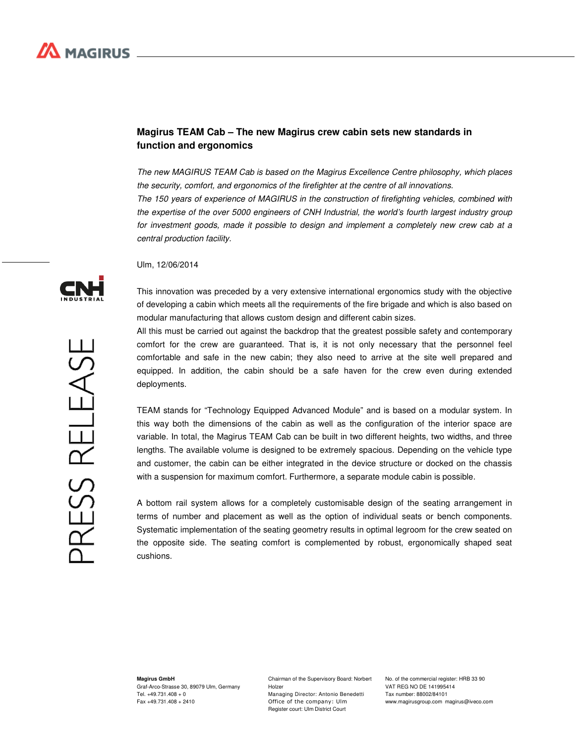# Magirus TEAM Cab – The new Magirus crew cabin sets new standards in function and ergonomics

*The new MAGIRUS TEAM Cab is based on the Magirus Excellence Centre philosophy, which places the security, comfort, and ergonomics of the firefighter at the centre of all innovations.*
*The 150 years of experience of MAGIRUS in the construction of firefighting vehicles, combined with the expertise of the over 5000 engineers of CNH Industrial, the world's fourth largest industry group for investment goods, made it possible to design and implement a completely new crew cab at a central production facility.*

Ulm, 12/06/2014

This innovation was preceded by a very extensive international ergonomics study with the objective of developing a cabin which meets all the requirements of the fire brigade and which is also based on modular manufacturing that allows custom design and different cabin sizes.
All this must be carried out against the backdrop that the greatest possible safety and contemporary comfort for the crew are guaranteed. That is, it is not only necessary that the personnel feel comfortable and safe in the new cabin; they also need to arrive at the site well prepared and equipped. In addition, the cabin should be a safe haven for the crew even during extended deployments.

TEAM stands for "Technology Equipped Advanced Module" and is based on a modular system. In this way both the dimensions of the cabin as well as the configuration of the interior space are variable. In total, the Magirus TEAM Cab can be built in two different heights, two widths, and three lengths. The available volume is designed to be extremely spacious. Depending on the vehicle type and customer, the cabin can be either integrated in the device structure or docked on the chassis with a suspension for maximum comfort. Furthermore, a separate module cabin is possible.

A bottom rail system allows for a completely customisable design of the seating arrangement in terms of number and placement as well as the option of individual seats or bench components. Systematic implementation of the seating geometry results in optimal legroom for the crew seated on the opposite side. The seating comfort is complemented by robust, ergonomically shaped seat cushions.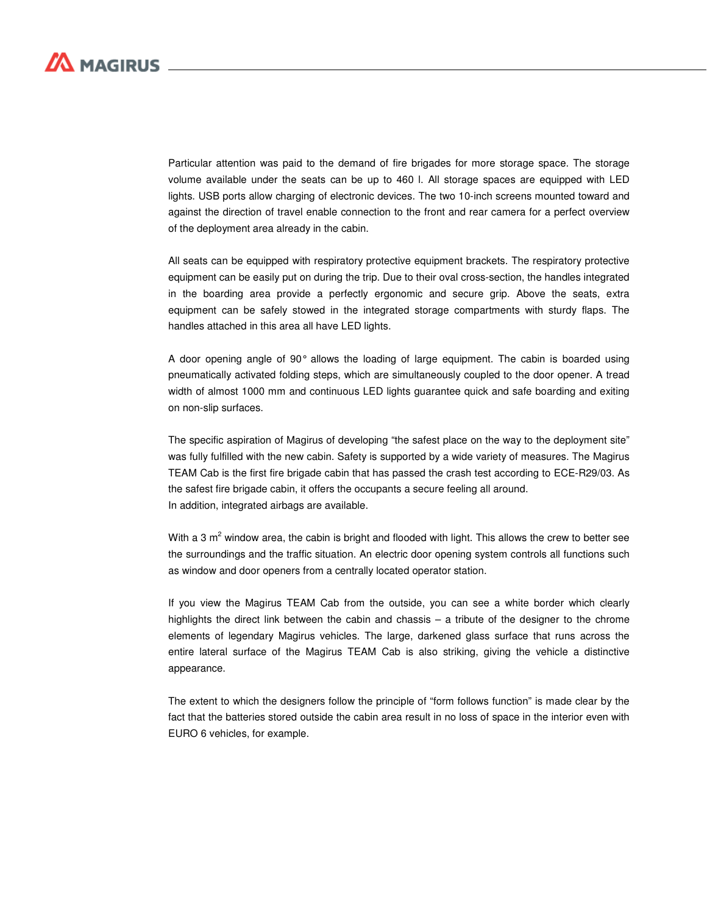Particular attention was paid to the demand of fire brigades for more storage space. The storage volume available under the seats can be up to 460 l. All storage spaces are equipped with LED lights. USB ports allow charging of electronic devices. The two 10-inch screens mounted toward and against the direction of travel enable connection to the front and rear camera for a perfect overview of the deployment area already in the cabin.

All seats can be equipped with respiratory protective equipment brackets. The respiratory protective equipment can be easily put on during the trip. Due to their oval cross-section, the handles integrated in the boarding area provide a perfectly ergonomic and secure grip. Above the seats, extra equipment can be safely stowed in the integrated storage compartments with sturdy flaps. The handles attached in this area all have LED lights.

A door opening angle of 90° allows the loading of large equipment. The cabin is boarded using pneumatically activated folding steps, which are simultaneously coupled to the door opener. A tread width of almost 1000 mm and continuous LED lights guarantee quick and safe boarding and exiting on non-slip surfaces.

The specific aspiration of Magirus of developing “the safest place on the way to the deployment site” was fully fulfilled with the new cabin. Safety is supported by a wide variety of measures. The Magirus TEAM Cab is the first fire brigade cabin that has passed the crash test according to ECE-R29/03. As the safest fire brigade cabin, it offers the occupants a secure feeling all around.
In addition, integrated airbags are available.

With a 3 $m^2$ window area, the cabin is bright and flooded with light. This allows the crew to better see the surroundings and the traffic situation. An electric door opening system controls all functions such as window and door openers from a centrally located operator station.

If you view the Magirus TEAM Cab from the outside, you can see a white border which clearly highlights the direct link between the cabin and chassis – a tribute of the designer to the chrome elements of legendary Magirus vehicles. The large, darkened glass surface that runs across the entire lateral surface of the Magirus TEAM Cab is also striking, giving the vehicle a distinctive appearance.

The extent to which the designers follow the principle of “form follows function” is made clear by the fact that the batteries stored outside the cabin area result in no loss of space in the interior even with EURO 6 vehicles, for example.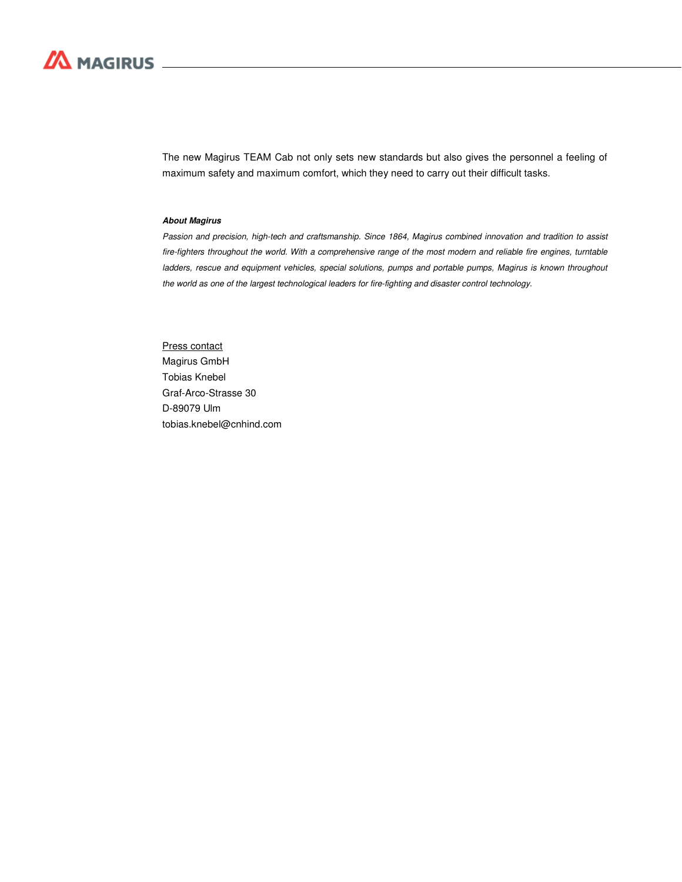The new Magirus TEAM Cab not only sets new standards but also gives the personnel a feeling of maximum safety and maximum comfort, which they need to carry out their difficult tasks.

***About Magirus***

*Passion and precision, high-tech and craftsmanship. Since 1864, Magirus combined innovation and tradition to assist fire-fighters throughout the world. With a comprehensive range of the most modern and reliable fire engines, turntable ladders, rescue and equipment vehicles, special solutions, pumps and portable pumps, Magirus is known throughout the world as one of the largest technological leaders for fire-fighting and disaster control technology.*

Press contact
Magirus GmbH
Tobias Knebel
Graf-Arco-Strasse 30
D-89079 Ulm
tobias.knebel@cnhind.com